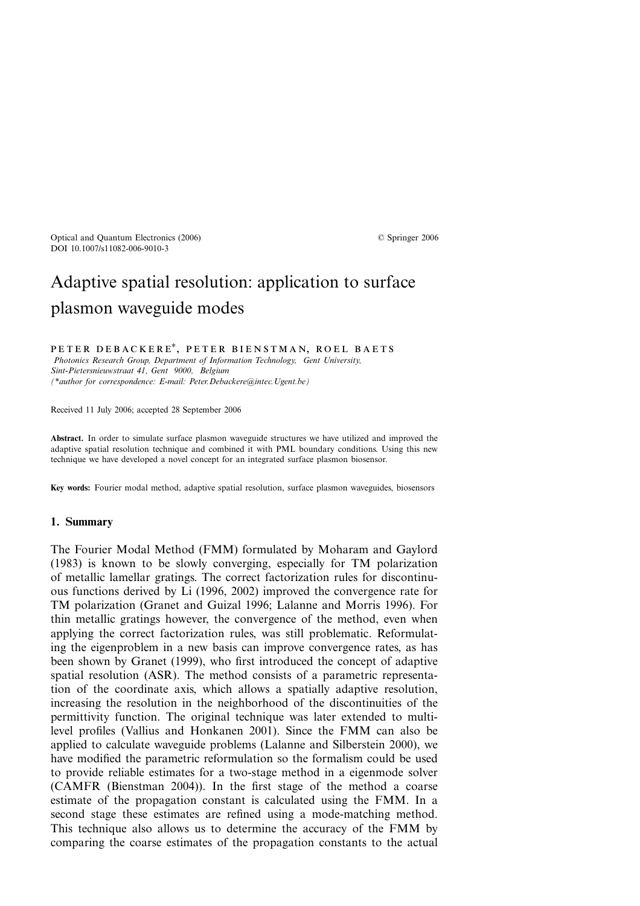Optical and Quantum Electronics (2006) © Springer 2006
DOI 10.1007/s11082-006-9010-3

# Adaptive spatial resolution: application to surface plasmon waveguide modes

PETER DEBACKERE*, PETER BIENSTMAN, ROEL BAETS

*Photonics Research Group, Department of Information Technology, Gent University, Sint-Pietersnieuwstraat 41, Gent 9000, Belgium*
*(\*author for correspondence: E-mail: Peter.Debackere@intec.Ugent.be)*

Received 11 July 2006; accepted 28 September 2006

**Abstract.** In order to simulate surface plasmon waveguide structures we have utilized and improved the adaptive spatial resolution technique and combined it with PML boundary conditions. Using this new technique we have developed a novel concept for an integrated surface plasmon biosensor.

**Key words:** Fourier modal method, adaptive spatial resolution, surface plasmon waveguides, biosensors

## 1. Summary

The Fourier Modal Method (FMM) formulated by Moharam and Gaylord (1983) is known to be slowly converging, especially for TM polarization of metallic lamellar gratings. The correct factorization rules for discontinuous functions derived by Li (1996, 2002) improved the convergence rate for TM polarization (Granet and Guizal 1996; Lalanne and Morris 1996). For thin metallic gratings however, the convergence of the method, even when applying the correct factorization rules, was still problematic. Reformulating the eigenproblem in a new basis can improve convergence rates, as has been shown by Granet (1999), who first introduced the concept of adaptive spatial resolution (ASR). The method consists of a parametric representation of the coordinate axis, which allows a spatially adaptive resolution, increasing the resolution in the neighborhood of the discontinuities of the permittivity function. The original technique was later extended to multi-level profiles (Vallius and Honkanen 2001). Since the FMM can also be applied to calculate waveguide problems (Lalanne and Silberstein 2000), we have modified the parametric reformulation so the formalism could be used to provide reliable estimates for a two-stage method in a eigenmode solver (CAMFR (Bienstman 2004)). In the first stage of the method a coarse estimate of the propagation constant is calculated using the FMM. In a second stage these estimates are refined using a mode-matching method. This technique also allows us to determine the accuracy of the FMM by comparing the coarse estimates of the propagation constants to the actual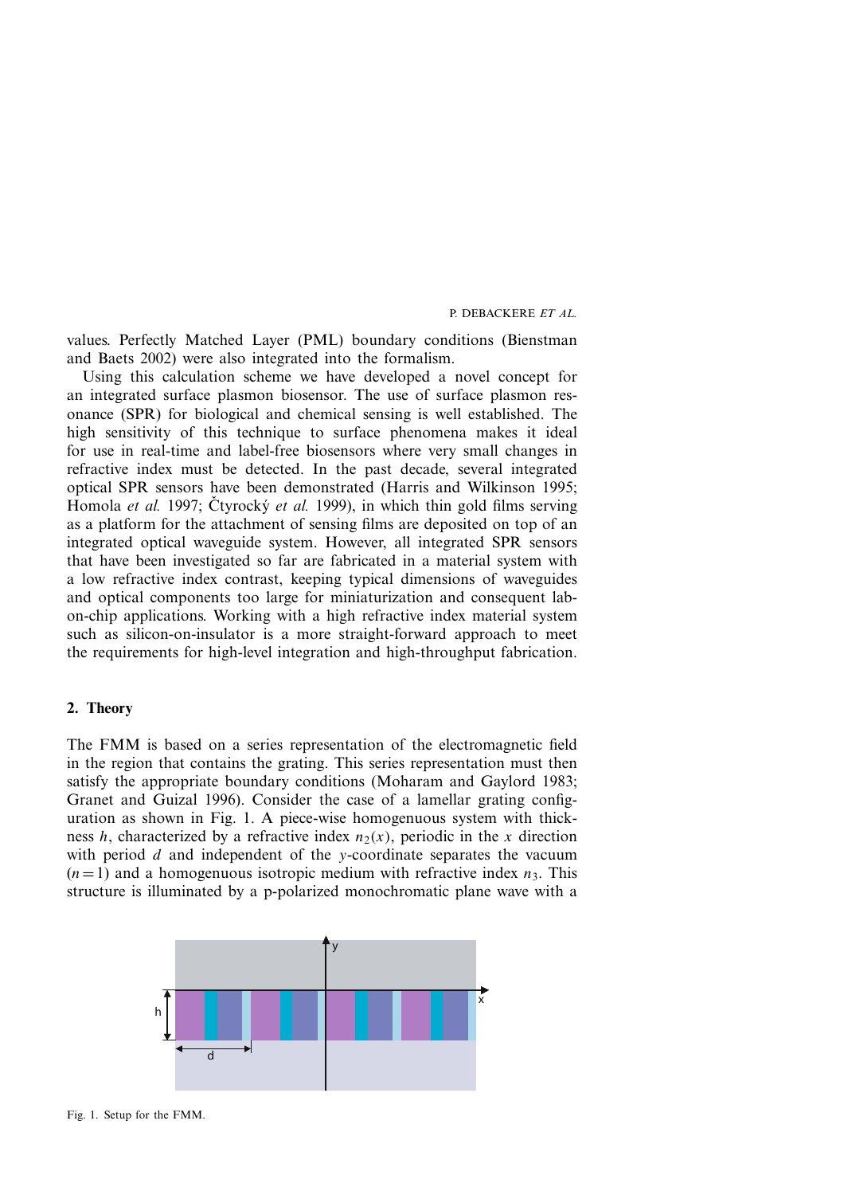values. Perfectly Matched Layer (PML) boundary conditions (Bienstman and Baets 2002) were also integrated into the formalism.

Using this calculation scheme we have developed a novel concept for an integrated surface plasmon biosensor. The use of surface plasmon resonance (SPR) for biological and chemical sensing is well established. The high sensitivity of this technique to surface phenomena makes it ideal for use in real-time and label-free biosensors where very small changes in refractive index must be detected. In the past decade, several integrated optical SPR sensors have been demonstrated (Harris and Wilkinson 1995; Homola *et al.* 1997; Čtyroký *et al.* 1999), in which thin gold films serving as a platform for the attachment of sensing films are deposited on top of an integrated optical waveguide system. However, all integrated SPR sensors that have been investigated so far are fabricated in a material system with a low refractive index contrast, keeping typical dimensions of waveguides and optical components too large for miniaturization and consequent lab-on-chip applications. Working with a high refractive index material system such as silicon-on-insulator is a more straight-forward approach to meet the requirements for high-level integration and high-throughput fabrication.

## 2. Theory

The FMM is based on a series representation of the electromagnetic field in the region that contains the grating. This series representation must then satisfy the appropriate boundary conditions (Moharam and Gaylord 1983; Granet and Guizal 1996). Consider the case of a lamellar grating configuration as shown in Fig. 1. A piece-wise homogenuous system with thickness $h$, characterized by a refractive index $n_2(x)$, periodic in the $x$ direction with period $d$ and independent of the $y$-coordinate separates the vacuum $(n = 1)$ and a homogenuous isotropic medium with refractive index $n_3$. This structure is illuminated by a p-polarized monochromatic plane wave with a

Fig. 1. Setup for the FMM.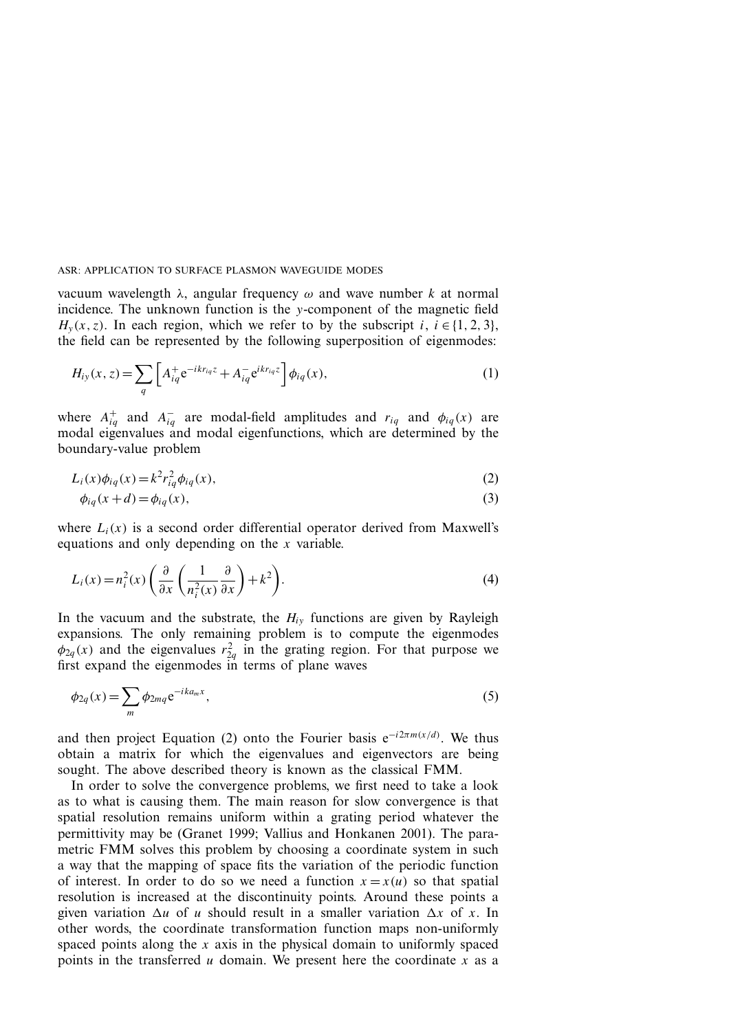vacuum wavelength λ, angular frequency $\omega$ and wave number $k$ at normal incidence. The unknown function is the $y$-component of the magnetic field $H_y(x, z)$. In each region, which we refer to by the subscript $i$, $i \in \{1, 2, 3\}$, the field can be represented by the following superposition of eigenmodes:

$$H_{iy}(x, z) = \sum_q \left[ A_{iq}^+ e^{-ikr_{iq}z} + A_{iq}^- e^{ikr_{iq}z} \right] \phi_{iq}(x), \tag{1}$$

where $A_{iq}^+$ and $A_{iq}^-$ are modal-field amplitudes and $r_{iq}$ and $\phi_{iq}(x)$ are modal eigenvalues and modal eigenfunctions, which are determined by the boundary-value problem

$$L_i(x)\phi_{iq}(x) = k^2 r_{iq}^2 \phi_{iq}(x), \tag{2}$$

$$\phi_{iq}(x + d) = \phi_{iq}(x), \tag{3}$$

where $L_i(x)$ is a second order differential operator derived from Maxwell's equations and only depending on the $x$ variable.

$$L_i(x) = n_i^2(x) \left( \frac{\partial}{\partial x} \left( \frac{1}{n_i^2(x)} \frac{\partial}{\partial x} \right) + k^2 \right). \tag{4}$$

In the vacuum and the substrate, the $H_{iy}$ functions are given by Rayleigh expansions. The only remaining problem is to compute the eigenmodes $\phi_{2q}(x)$ and the eigenvalues $r_{2q}^2$ in the grating region. For that purpose we first expand the eigenmodes in terms of plane waves

$$\phi_{2q}(x) = \sum_m \phi_{2mq} e^{-ika_m x}, \tag{5}$$

and then project Equation (2) onto the Fourier basis $e^{-i2\pi m(x/d)}$. We thus obtain a matrix for which the eigenvalues and eigenvectors are being sought. The above described theory is known as the classical FMM.

In order to solve the convergence problems, we first need to take a look as to what is causing them. The main reason for slow convergence is that spatial resolution remains uniform within a grating period whatever the permittivity may be (Granet 1999; Vallius and Honkanen 2001). The parametric FMM solves this problem by choosing a coordinate system in such a way that the mapping of space fits the variation of the periodic function of interest. In order to do so we need a function $x = x(u)$ so that spatial resolution is increased at the discontinuity points. Around these points a given variation $\Delta u$ of $u$ should result in a smaller variation $\Delta x$ of $x$. In other words, the coordinate transformation function maps non-uniformly spaced points along the $x$ axis in the physical domain to uniformly spaced points in the transferred $u$ domain. We present here the coordinate $x$ as a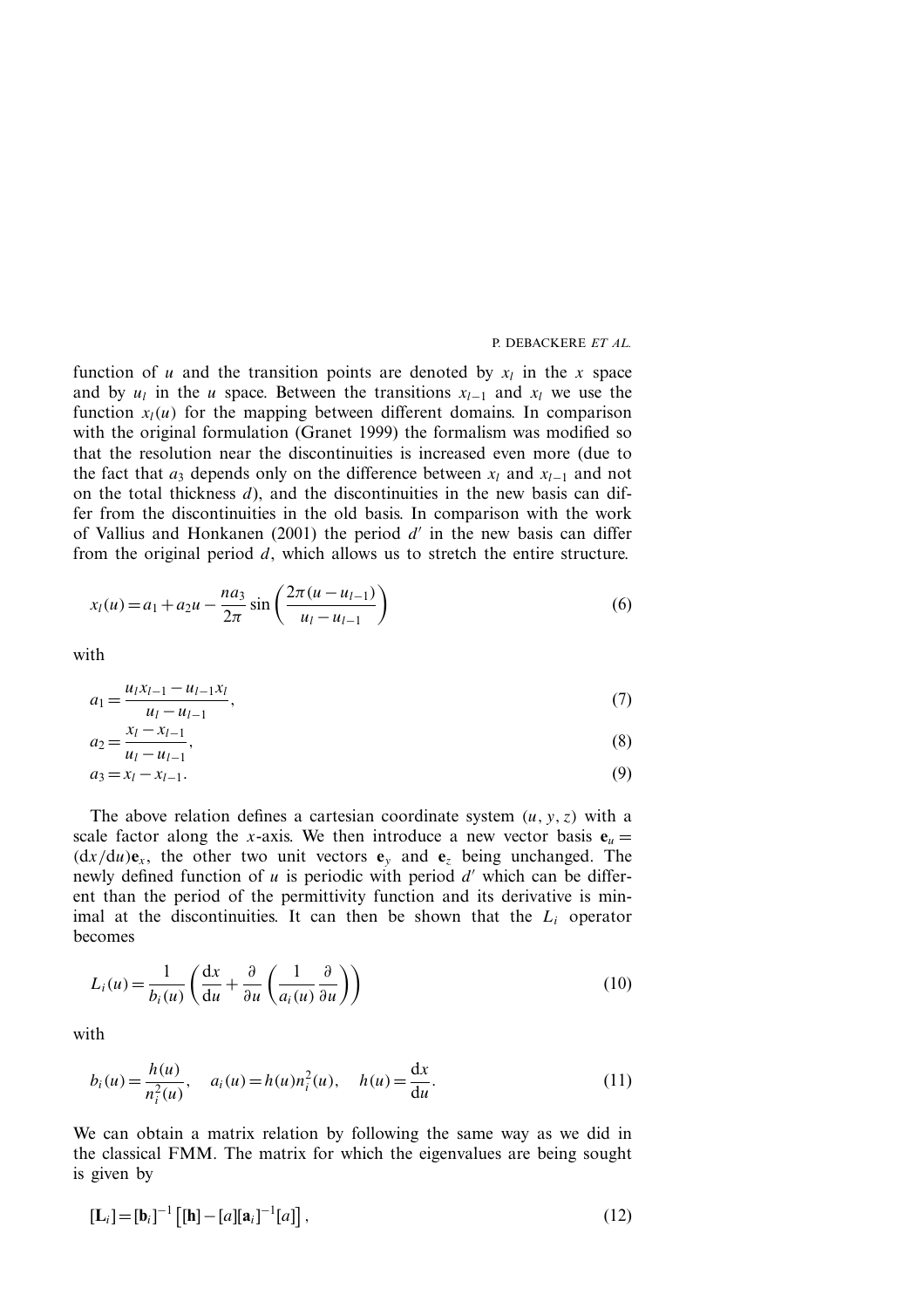function of $u$ and the transition points are denoted by $x_l$ in the $x$ space and by $u_l$ in the $u$ space. Between the transitions $x_{l-1}$ and $x_l$ we use the function $x_l(u)$ for the mapping between different domains. In comparison with the original formulation (Granet 1999) the formalism was modified so that the resolution near the discontinuities is increased even more (due to the fact that $a_3$ depends only on the difference between $x_l$ and $x_{l-1}$ and not on the total thickness $d$), and the discontinuities in the new basis can differ from the discontinuities in the old basis. In comparison with the work of Vallius and Honkanen (2001) the period $d'$ in the new basis can differ from the original period $d$, which allows us to stretch the entire structure.

$$x_l(u) = a_1 + a_2 u - \frac{n a_3}{2\pi} \sin\left(\frac{2\pi(u - u_{l-1})}{u_l - u_{l-1}}\right) \tag{6}$$

with

$$a_1 = \frac{u_l x_{l-1} - u_{l-1} x_l}{u_l - u_{l-1}}, \tag{7}$$

$$a_2 = \frac{x_l - x_{l-1}}{u_l - u_{l-1}}, \tag{8}$$

$$a_3 = x_l - x_{l-1}. \tag{9}$$

The above relation defines a cartesian coordinate system $(u, y, z)$ with a scale factor along the $x$-axis. We then introduce a new vector basis $\mathbf{e}_u = (\mathrm{d}x/\mathrm{d}u)\mathbf{e}_x$, the other two unit vectors $\mathbf{e}_y$ and $\mathbf{e}_z$ being unchanged. The newly defined function of $u$ is periodic with period $d'$ which can be different than the period of the permittivity function and its derivative is minimal at the discontinuities. It can then be shown that the $L_i$ operator becomes

$$L_i(u) = \frac{1}{b_i(u)}\left(\frac{\mathrm{d}x}{\mathrm{d}u} + \frac{\partial}{\partial u}\left(\frac{1}{a_i(u)}\frac{\partial}{\partial u}\right)\right) \tag{10}$$

with

$$b_i(u) = \frac{h(u)}{n_i^2(u)}, \quad a_i(u) = h(u) n_i^2(u), \quad h(u) = \frac{\mathrm{d}x}{\mathrm{d}u}. \tag{11}$$

We can obtain a matrix relation by following the same way as we did in the classical FMM. The matrix for which the eigenvalues are being sought is given by

$$[\mathbf{L}_i] = [\mathbf{b}_i]^{-1}\left[[\mathbf{h}] - [a][\mathbf{a}_i]^{-1}[a]\right], \tag{12}$$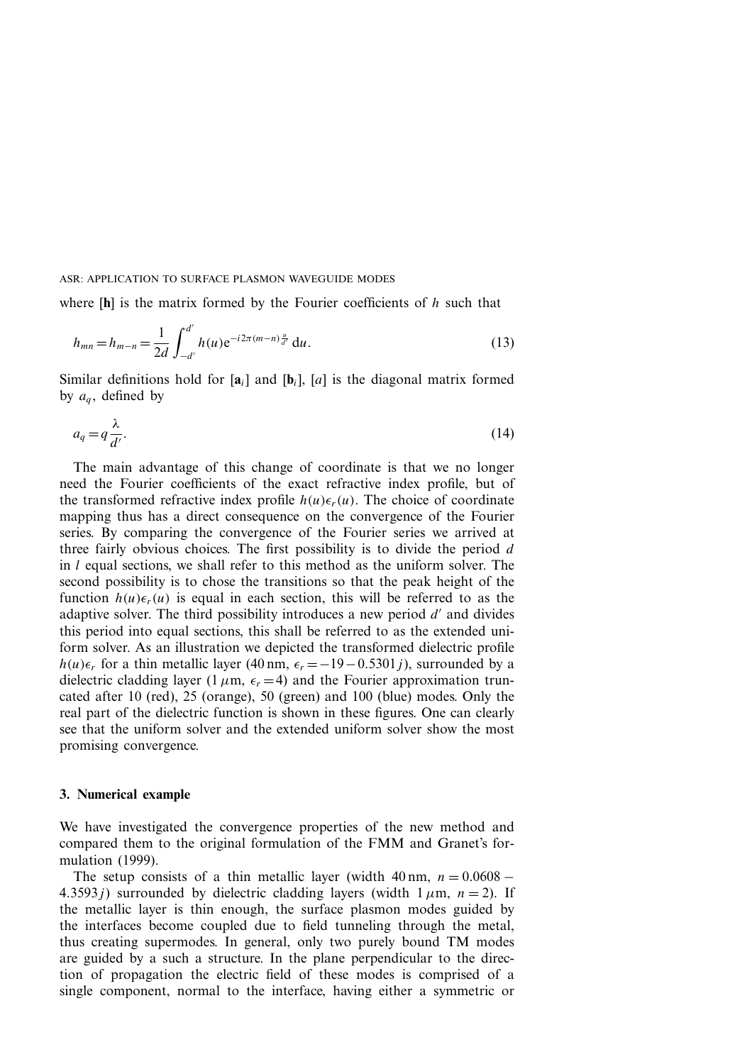where $[\mathbf{h}]$ is the matrix formed by the Fourier coefficients of $h$ such that

$$h_{mn} = h_{m-n} = \frac{1}{2d} \int_{-d'}^{d'} h(u) \mathrm{e}^{-i2\pi(m-n)\frac{u}{d'}} \, \mathrm{d}u. \tag{13}$$

Similar definitions hold for $[\mathbf{a}_i]$ and $[\mathbf{b}_i]$, $[a]$ is the diagonal matrix formed by $a_q$, defined by

$$a_q = q \frac{\lambda}{d'}. \tag{14}$$

The main advantage of this change of coordinate is that we no longer need the Fourier coefficients of the exact refractive index profile, but of the transformed refractive index profile $h(u)\epsilon_r(u)$. The choice of coordinate mapping thus has a direct consequence on the convergence of the Fourier series. By comparing the convergence of the Fourier series we arrived at three fairly obvious choices. The first possibility is to divide the period $d$ in $l$ equal sections, we shall refer to this method as the uniform solver. The second possibility is to chose the transitions so that the peak height of the function $h(u)\epsilon_r(u)$ is equal in each section, this will be referred to as the adaptive solver. The third possibility introduces a new period $d'$ and divides this period into equal sections, this shall be referred to as the extended uniform solver. As an illustration we depicted the transformed dielectric profile $h(u)\epsilon_r$ for a thin metallic layer (40 nm, $\epsilon_r = -19 - 0.5301j$), surrounded by a dielectric cladding layer (1 $\mu$m, $\epsilon_r = 4$) and the Fourier approximation truncated after 10 (red), 25 (orange), 50 (green) and 100 (blue) modes. Only the real part of the dielectric function is shown in these figures. One can clearly see that the uniform solver and the extended uniform solver show the most promising convergence.

## 3. Numerical example

We have investigated the convergence properties of the new method and compared them to the original formulation of the FMM and Granet's formulation (1999).

The setup consists of a thin metallic layer (width 40 nm, $n = 0.0608 - 4.3593j$) surrounded by dielectric cladding layers (width 1 $\mu$m, $n = 2$). If the metallic layer is thin enough, the surface plasmon modes guided by the interfaces become coupled due to field tunneling through the metal, thus creating supermodes. In general, only two purely bound TM modes are guided by a such a structure. In the plane perpendicular to the direction of propagation the electric field of these modes is comprised of a single component, normal to the interface, having either a symmetric or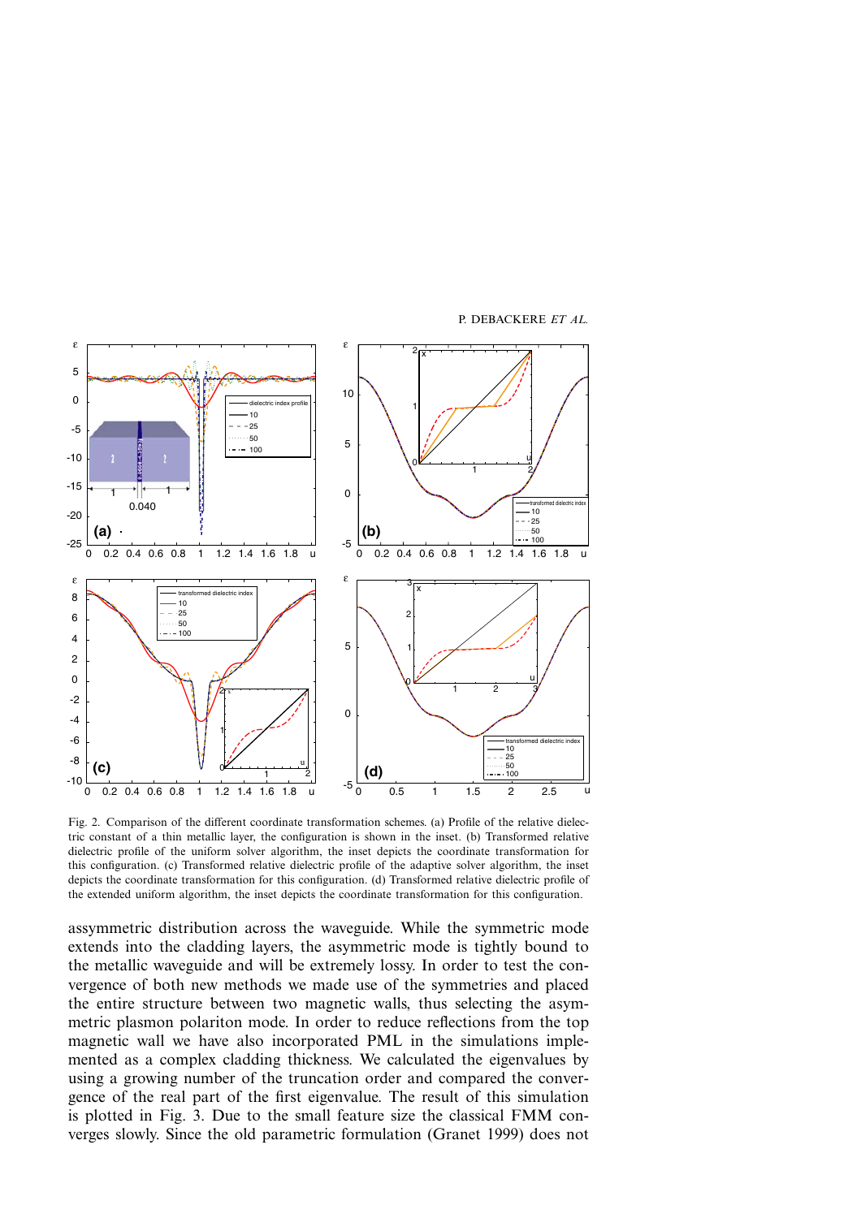Fig. 2. Comparison of the different coordinate transformation schemes. (a) Profile of the relative dielectric constant of a thin metallic layer, the configuration is shown in the inset. (b) Transformed relative dielectric profile of the uniform solver algorithm, the inset depicts the coordinate transformation for this configuration. (c) Transformed relative dielectric profile of the adaptive solver algorithm, the inset depicts the coordinate transformation for this configuration. (d) Transformed relative dielectric profile of the extended uniform algorithm, the inset depicts the coordinate transformation for this configuration.

assymmetric distribution across the waveguide. While the symmetric mode extends into the cladding layers, the asymmetric mode is tightly bound to the metallic waveguide and will be extremely lossy. In order to test the convergence of both new methods we made use of the symmetries and placed the entire structure between two magnetic walls, thus selecting the asymmetric plasmon polariton mode. In order to reduce reflections from the top magnetic wall we have also incorporated PML in the simulations implemented as a complex cladding thickness. We calculated the eigenvalues by using a growing number of the truncation order and compared the convergence of the real part of the first eigenvalue. The result of this simulation is plotted in Fig. 3. Due to the small feature size the classical FMM converges slowly. Since the old parametric formulation (Granet 1999) does not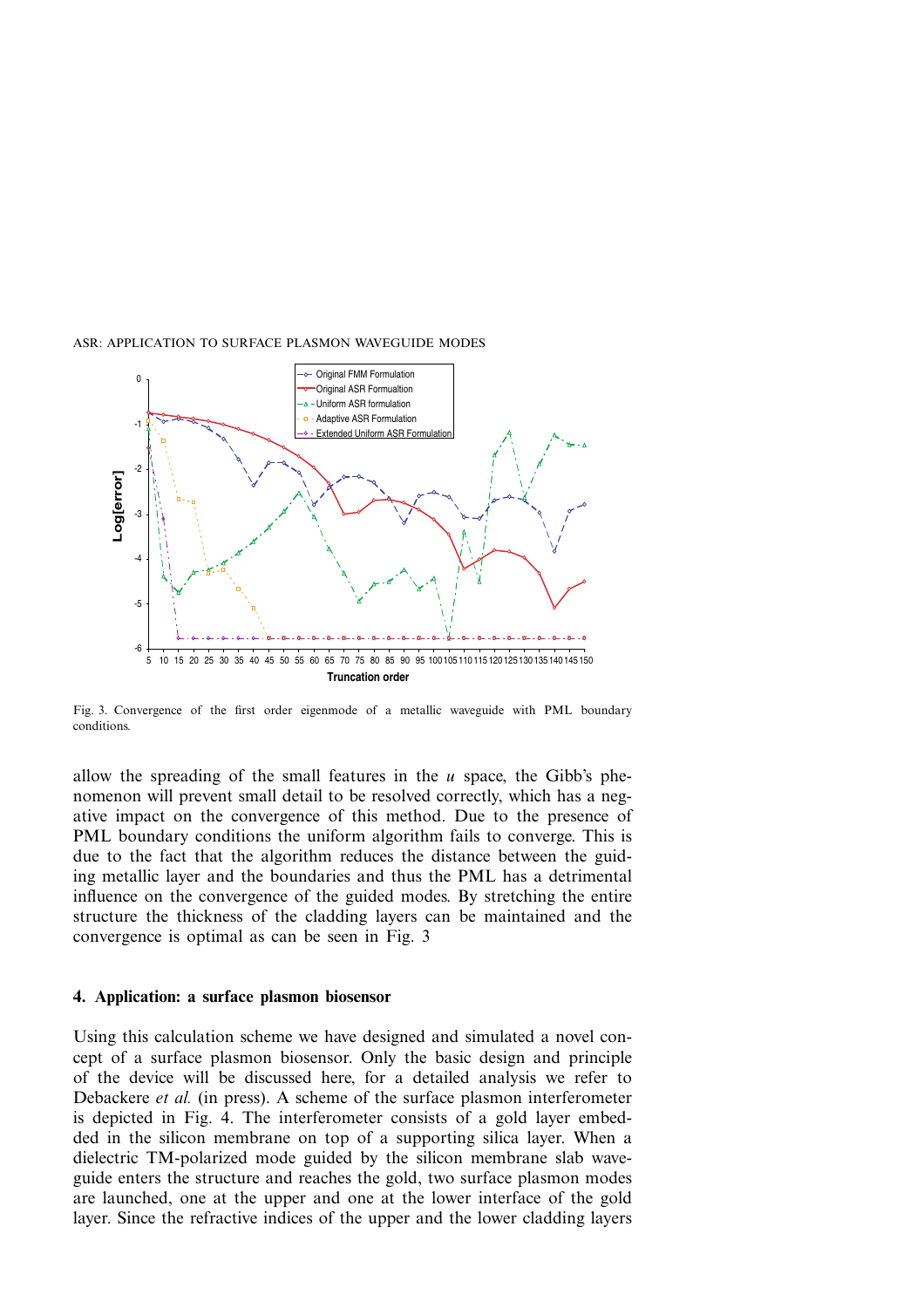Fig. 3. Convergence of the first order eigenmode of a metallic waveguide with PML boundary conditions.

allow the spreading of the small features in the $u$ space, the Gibb's phenomenon will prevent small detail to be resolved correctly, which has a negative impact on the convergence of this method. Due to the presence of PML boundary conditions the uniform algorithm fails to converge. This is due to the fact that the algorithm reduces the distance between the guiding metallic layer and the boundaries and thus the PML has a detrimental influence on the convergence of the guided modes. By stretching the entire structure the thickness of the cladding layers can be maintained and the convergence is optimal as can be seen in Fig. 3

## 4. Application: a surface plasmon biosensor

Using this calculation scheme we have designed and simulated a novel concept of a surface plasmon biosensor. Only the basic design and principle of the device will be discussed here, for a detailed analysis we refer to Debackere *et al.* (in press). A scheme of the surface plasmon interferometer is depicted in Fig. 4. The interferometer consists of a gold layer embedded in the silicon membrane on top of a supporting silica layer. When a dielectric TM-polarized mode guided by the silicon membrane slab waveguide enters the structure and reaches the gold, two surface plasmon modes are launched, one at the upper and one at the lower interface of the gold layer. Since the refractive indices of the upper and the lower cladding layers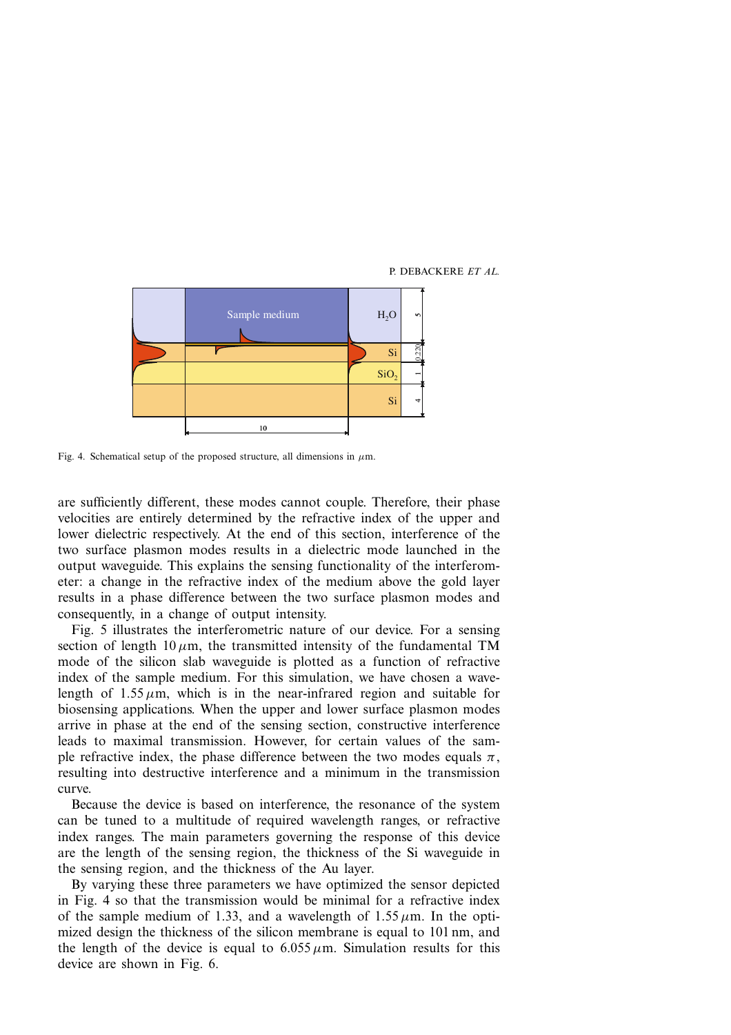Fig. 4. Schematical setup of the proposed structure, all dimensions in $\mu$m.

are sufficiently different, these modes cannot couple. Therefore, their phase velocities are entirely determined by the refractive index of the upper and lower dielectric respectively. At the end of this section, interference of the two surface plasmon modes results in a dielectric mode launched in the output waveguide. This explains the sensing functionality of the interferometer: a change in the refractive index of the medium above the gold layer results in a phase difference between the two surface plasmon modes and consequently, in a change of output intensity.

Fig. 5 illustrates the interferometric nature of our device. For a sensing section of length $10\,\mu$m, the transmitted intensity of the fundamental TM mode of the silicon slab waveguide is plotted as a function of refractive index of the sample medium. For this simulation, we have chosen a wavelength of $1.55\,\mu$m, which is in the near-infrared region and suitable for biosensing applications. When the upper and lower surface plasmon modes arrive in phase at the end of the sensing section, constructive interference leads to maximal transmission. However, for certain values of the sample refractive index, the phase difference between the two modes equals $\pi$, resulting into destructive interference and a minimum in the transmission curve.

Because the device is based on interference, the resonance of the system can be tuned to a multitude of required wavelength ranges, or refractive index ranges. The main parameters governing the response of this device are the length of the sensing region, the thickness of the Si waveguide in the sensing region, and the thickness of the Au layer.

By varying these three parameters we have optimized the sensor depicted in Fig. 4 so that the transmission would be minimal for a refractive index of the sample medium of 1.33, and a wavelength of $1.55\,\mu$m. In the optimized design the thickness of the silicon membrane is equal to 101 nm, and the length of the device is equal to $6.055\,\mu$m. Simulation results for this device are shown in Fig. 6.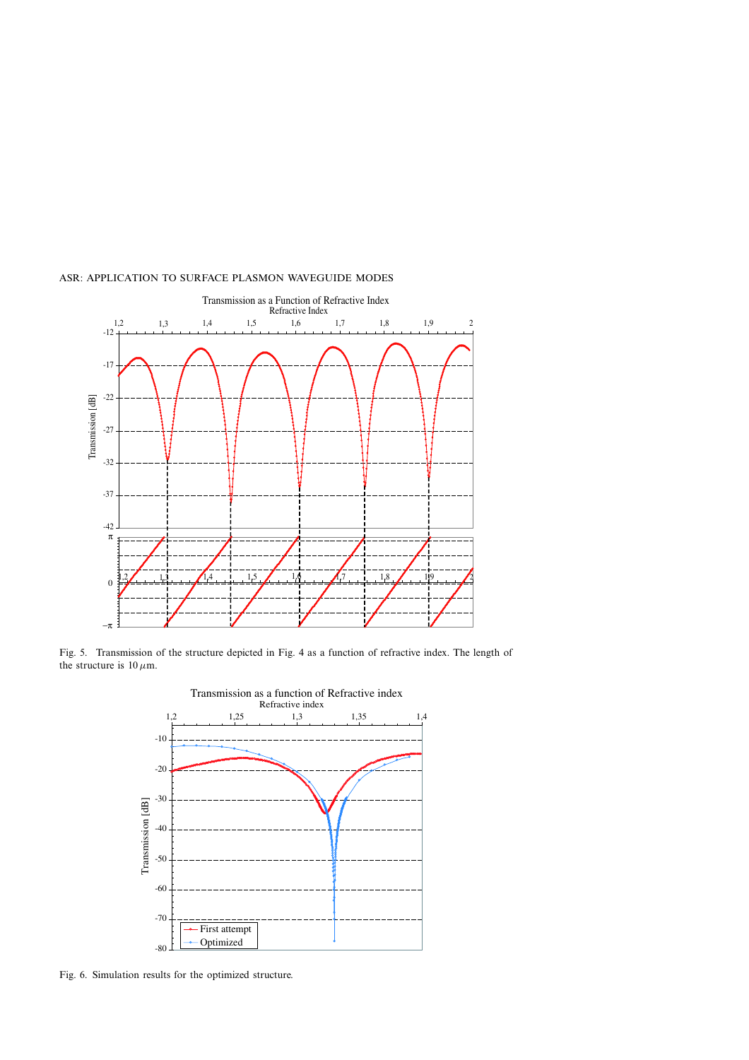Fig. 5. Transmission of the structure depicted in Fig. 4 as a function of refractive index. The length of the structure is $10\,\mu$m.

Fig. 6. Simulation results for the optimized structure.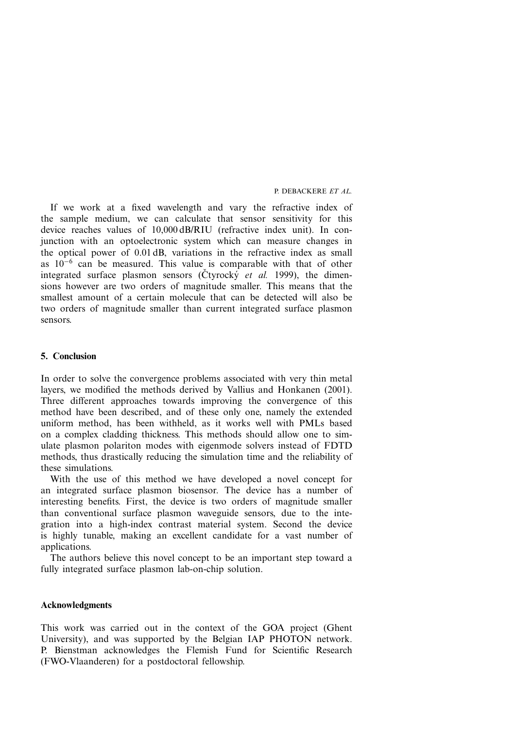If we work at a fixed wavelength and vary the refractive index of the sample medium, we can calculate that sensor sensitivity for this device reaches values of 10,000 dB/RIU (refractive index unit). In conjunction with an optoelectronic system which can measure changes in the optical power of 0.01 dB, variations in the refractive index as small as $10^{-6}$ can be measured. This value is comparable with that of other integrated surface plasmon sensors (Čtyrocký *et al.* 1999), the dimensions however are two orders of magnitude smaller. This means that the smallest amount of a certain molecule that can be detected will also be two orders of magnitude smaller than current integrated surface plasmon sensors.

## 5. Conclusion

In order to solve the convergence problems associated with very thin metal layers, we modified the methods derived by Vallius and Honkanen (2001). Three different approaches towards improving the convergence of this method have been described, and of these only one, namely the extended uniform method, has been withheld, as it works well with PMLs based on a complex cladding thickness. This methods should allow one to simulate plasmon polariton modes with eigenmode solvers instead of FDTD methods, thus drastically reducing the simulation time and the reliability of these simulations.

With the use of this method we have developed a novel concept for an integrated surface plasmon biosensor. The device has a number of interesting benefits. First, the device is two orders of magnitude smaller than conventional surface plasmon waveguide sensors, due to the integration into a high-index contrast material system. Second the device is highly tunable, making an excellent candidate for a vast number of applications.

The authors believe this novel concept to be an important step toward a fully integrated surface plasmon lab-on-chip solution.

## Acknowledgments

This work was carried out in the context of the GOA project (Ghent University), and was supported by the Belgian IAP PHOTON network. P. Bienstman acknowledges the Flemish Fund for Scientific Research (FWO-Vlaanderen) for a postdoctoral fellowship.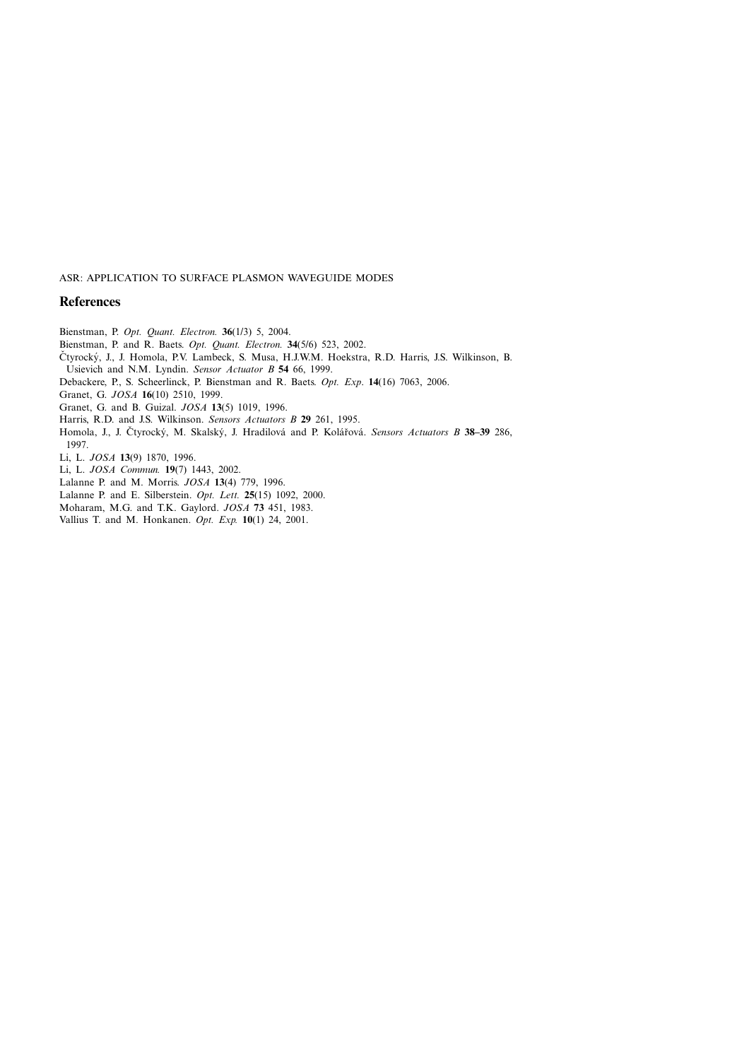ASR: APPLICATION TO SURFACE PLASMON WAVEGUIDE MODES

## References

Bienstman, P. *Opt. Quant. Electron.* **36**(1/3) 5, 2004.

Bienstman, P. and R. Baets. *Opt. Quant. Electron.* **34**(5/6) 523, 2002.

Čtyrocký, J., J. Homola, P.V. Lambeck, S. Musa, H.J.W.M. Hoekstra, R.D. Harris, J.S. Wilkinson, B. Usievich and N.M. Lyndin. *Sensor Actuator B* **54** 66, 1999.

Debackere, P., S. Scheerlinck, P. Bienstman and R. Baets. *Opt. Exp*. **14**(16) 7063, 2006.

Granet, G. *JOSA* **16**(10) 2510, 1999.

Granet, G. and B. Guizal. *JOSA* **13**(5) 1019, 1996.

Harris, R.D. and J.S. Wilkinson. *Sensors Actuators B* **29** 261, 1995.

Homola, J., J. Čtyrocký, M. Skalský, J. Hradilová and P. Kolářová. *Sensors Actuators B* **38–39** 286, 1997.

Li, L. *JOSA* **13**(9) 1870, 1996.

Li, L. *JOSA Commun.* **19**(7) 1443, 2002.

Lalanne P. and M. Morris. *JOSA* **13**(4) 779, 1996.

Lalanne P. and E. Silberstein. *Opt. Lett.* **25**(15) 1092, 2000.

Moharam, M.G. and T.K. Gaylord. *JOSA* **73** 451, 1983.

Vallius T. and M. Honkanen. *Opt. Exp.* **10**(1) 24, 2001.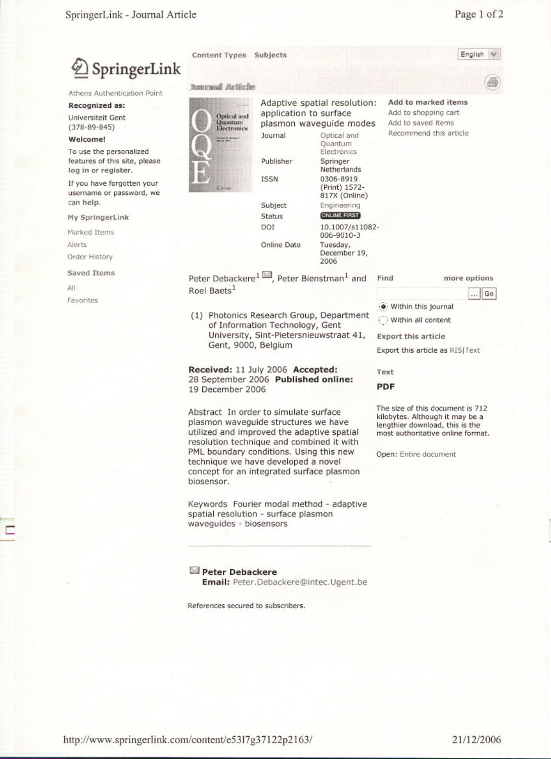# SpringerLink

Athens Authentication Point

**Recognized as:**

Universiteit Gent
(378-89-845)

**Welcome!**

To use the personalized features of this site, please **log in** or **register**.

If you have forgotten your username or password, we can **help**.

**My SpringerLink**

Marked Items

Alerts

Order History

**Saved Items**

All

Favorites

Content Types Subjects

English

Journal Article

## Adaptive spatial resolution: application to surface plasmon waveguide modes

| | |
|---|---|
| Journal | Optical and Quantum Electronics |
| Publisher | Springer Netherlands |
| ISSN | 0306-8919 (Print) 1572-817X (Online) |
| Subject | Engineering |
| Status | ONLINE FIRST |
| DOI | 10.1007/s11082-006-9010-3 |
| Online Date | Tuesday, December 19, 2006 |

**Add to marked items**

Add to shopping cart

Add to saved items

Recommend this article

Peter Debackere[1], Peter Bienstman[1] and Roel Baets[1]

(1) Photonics Research Group, Department of Information Technology, Gent University, Sint-Pietersnieuwstraat 41, Gent, 9000, Belgium

**Received:** 11 July 2006 **Accepted:** 28 September 2006 **Published online:** 19 December 2006

Abstract In order to simulate surface plasmon waveguide structures we have utilized and improved the adaptive spatial resolution technique and combined it with PML boundary conditions. Using this new technique we have developed a novel concept for an integrated surface plasmon biosensor.

Keywords Fourier modal method - adaptive spatial resolution - surface plasmon waveguides - biosensors

**Peter Debackere**
**Email:** Peter.Debackere@intec.Ugent.be

References secured to subscribers.

Find more options

Within this journal

Within all content

**Export this article**

Export this article as RIS | Text

**Text**

**PDF**

The size of this document is 712 kilobytes. Although it may be a lengthier download, this is the most authoritative online format.

Open: Entire document